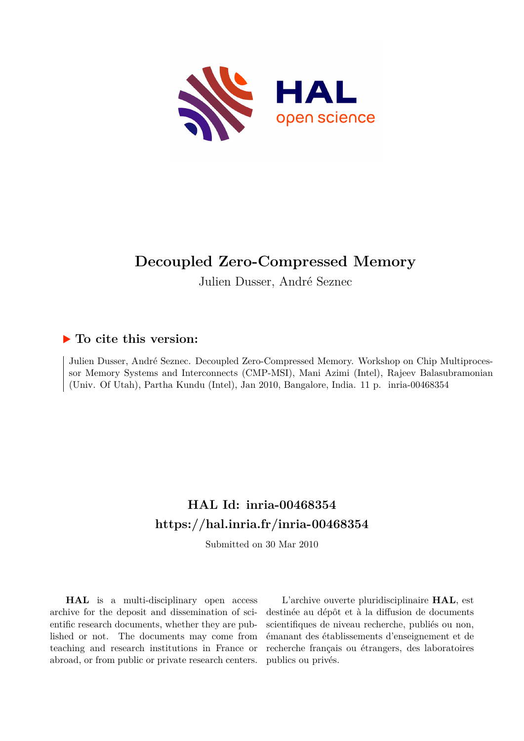# Decoupled Zero-Compressed Memory

Julien Dusser, André Seznec

## ▶ To cite this version:

Julien Dusser, André Seznec. Decoupled Zero-Compressed Memory. Workshop on Chip Multiprocessor Memory Systems and Interconnects (CMP-MSI), Mani Azimi (Intel), Rajeev Balasubramonian (Univ. Of Utah), Partha Kundu (Intel), Jan 2010, Bangalore, India. 11 p. inria-00468354

## HAL Id: inria-00468354
## https://hal.inria.fr/inria-00468354

Submitted on 30 Mar 2010

**HAL** is a multi-disciplinary open access archive for the deposit and dissemination of scientific research documents, whether they are published or not. The documents may come from teaching and research institutions in France or abroad, or from public or private research centers.

L'archive ouverte pluridisciplinaire **HAL**, est destinée au dépôt et à la diffusion de documents scientifiques de niveau recherche, publiés ou non, émanant des établissements d'enseignement et de recherche français ou étrangers, des laboratoires publics ou privés.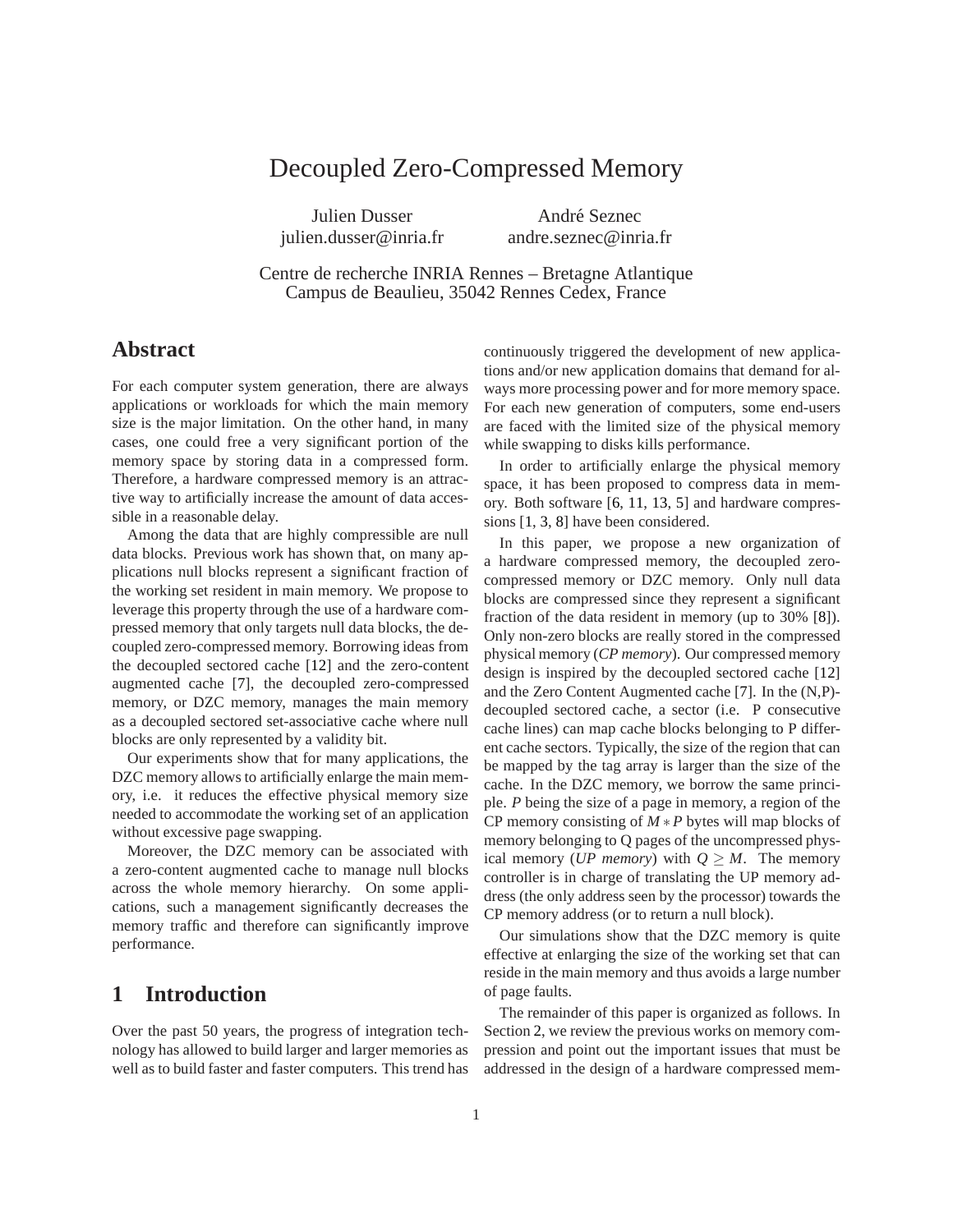# Decoupled Zero-Compressed Memory

Julien Dusser
julien.dusser@inria.fr

André Seznec
andre.seznec@inria.fr

Centre de recherche INRIA Rennes – Bretagne Atlantique
Campus de Beaulieu, 35042 Rennes Cedex, France

## Abstract

For each computer system generation, there are always applications or workloads for which the main memory size is the major limitation. On the other hand, in many cases, one could free a very significant portion of the memory space by storing data in a compressed form. Therefore, a hardware compressed memory is an attractive way to artificially increase the amount of data accessible in a reasonable delay.

Among the data that are highly compressible are null data blocks. Previous work has shown that, on many applications null blocks represent a significant fraction of the working set resident in main memory. We propose to leverage this property through the use of a hardware compressed memory that only targets null data blocks, the decoupled zero-compressed memory. Borrowing ideas from the decoupled sectored cache [12] and the zero-content augmented cache [7], the decoupled zero-compressed memory, or DZC memory, manages the main memory as a decoupled sectored set-associative cache where null blocks are only represented by a validity bit.

Our experiments show that for many applications, the DZC memory allows to artificially enlarge the main memory, i.e. it reduces the effective physical memory size needed to accommodate the working set of an application without excessive page swapping.

Moreover, the DZC memory can be associated with a zero-content augmented cache to manage null blocks across the whole memory hierarchy. On some applications, such a management significantly decreases the memory traffic and therefore can significantly improve performance.

## 1 Introduction

Over the past 50 years, the progress of integration technology has allowed to build larger and larger memories as well as to build faster and faster computers. This trend has continuously triggered the development of new applications and/or new application domains that demand for always more processing power and for more memory space. For each new generation of computers, some end-users are faced with the limited size of the physical memory while swapping to disks kills performance.

In order to artificially enlarge the physical memory space, it has been proposed to compress data in memory. Both software [6, 11, 13, 5] and hardware compressions [1, 3, 8] have been considered.

In this paper, we propose a new organization of a hardware compressed memory, the decoupled zero-compressed memory or DZC memory. Only null data blocks are compressed since they represent a significant fraction of the data resident in memory (up to 30% [8]). Only non-zero blocks are really stored in the compressed physical memory (*CP memory*). Our compressed memory design is inspired by the decoupled sectored cache [12] and the Zero Content Augmented cache [7]. In the (N,P)-decoupled sectored cache, a sector (i.e. P consecutive cache lines) can map cache blocks belonging to P different cache sectors. Typically, the size of the region that can be mapped by the tag array is larger than the size of the cache. In the DZC memory, we borrow the same principle. *P* being the size of a page in memory, a region of the CP memory consisting of $M * P$ bytes will map blocks of memory belonging to Q pages of the uncompressed physical memory (*UP memory*) with $Q \geq M$. The memory controller is in charge of translating the UP memory address (the only address seen by the processor) towards the CP memory address (or to return a null block).

Our simulations show that the DZC memory is quite effective at enlarging the size of the working set that can reside in the main memory and thus avoids a large number of page faults.

The remainder of this paper is organized as follows. In Section 2, we review the previous works on memory compression and point out the important issues that must be addressed in the design of a hardware compressed mem-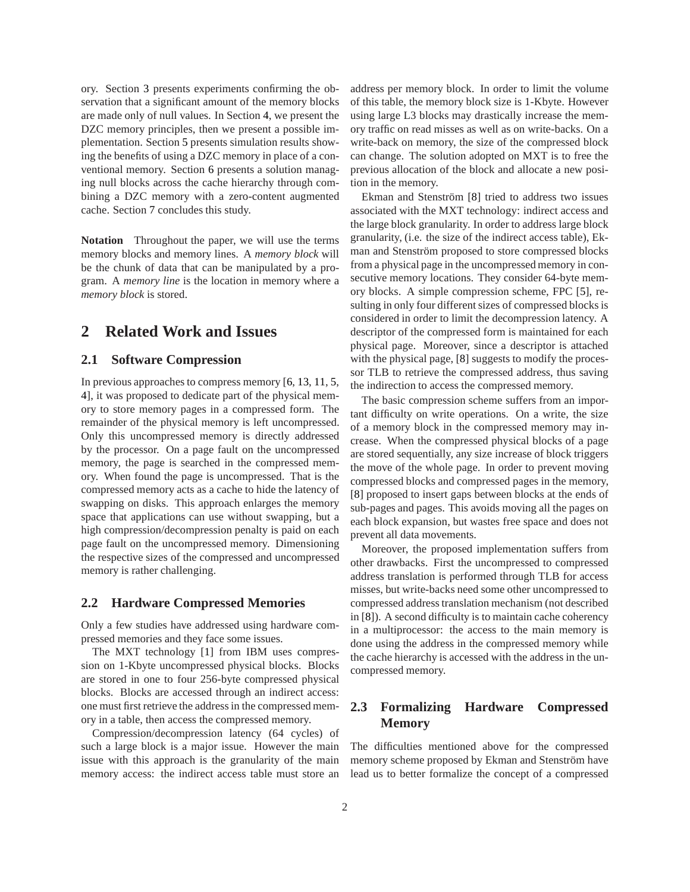ory. Section 3 presents experiments confirming the observation that a significant amount of the memory blocks are made only of null values. In Section 4, we present the DZC memory principles, then we present a possible implementation. Section 5 presents simulation results showing the benefits of using a DZC memory in place of a conventional memory. Section 6 presents a solution managing null blocks across the cache hierarchy through combining a DZC memory with a zero-content augmented cache. Section 7 concludes this study.

**Notation** Throughout the paper, we will use the terms memory blocks and memory lines. A *memory block* will be the chunk of data that can be manipulated by a program. A *memory line* is the location in memory where a *memory block* is stored.

## 2 Related Work and Issues

### 2.1 Software Compression

In previous approaches to compress memory [6, 13, 11, 5, 4], it was proposed to dedicate part of the physical memory to store memory pages in a compressed form. The remainder of the physical memory is left uncompressed. Only this uncompressed memory is directly addressed by the processor. On a page fault on the uncompressed memory, the page is searched in the compressed memory. When found the page is uncompressed. That is the compressed memory acts as a cache to hide the latency of swapping on disks. This approach enlarges the memory space that applications can use without swapping, but a high compression/decompression penalty is paid on each page fault on the uncompressed memory. Dimensioning the respective sizes of the compressed and uncompressed memory is rather challenging.

### 2.2 Hardware Compressed Memories

Only a few studies have addressed using hardware compressed memories and they face some issues.

The MXT technology [1] from IBM uses compression on 1-Kbyte uncompressed physical blocks. Blocks are stored in one to four 256-byte compressed physical blocks. Blocks are accessed through an indirect access: one must first retrieve the address in the compressed memory in a table, then access the compressed memory.

Compression/decompression latency (64 cycles) of such a large block is a major issue. However the main issue with this approach is the granularity of the main memory access: the indirect access table must store an address per memory block. In order to limit the volume of this table, the memory block size is 1-Kbyte. However using large L3 blocks may drastically increase the memory traffic on read misses as well as on write-backs. On a write-back on memory, the size of the compressed block can change. The solution adopted on MXT is to free the previous allocation of the block and allocate a new position in the memory.

Ekman and Stenström [8] tried to address two issues associated with the MXT technology: indirect access and the large block granularity. In order to address large block granularity, (i.e. the size of the indirect access table), Ekman and Stenström proposed to store compressed blocks from a physical page in the uncompressed memory in consecutive memory locations. They consider 64-byte memory blocks. A simple compression scheme, FPC [5], resulting in only four different sizes of compressed blocks is considered in order to limit the decompression latency. A descriptor of the compressed form is maintained for each physical page. Moreover, since a descriptor is attached with the physical page, [8] suggests to modify the processor TLB to retrieve the compressed address, thus saving the indirection to access the compressed memory.

The basic compression scheme suffers from an important difficulty on write operations. On a write, the size of a memory block in the compressed memory may increase. When the compressed physical blocks of a page are stored sequentially, any size increase of block triggers the move of the whole page. In order to prevent moving compressed blocks and compressed pages in the memory, [8] proposed to insert gaps between blocks at the ends of sub-pages and pages. This avoids moving all the pages on each block expansion, but wastes free space and does not prevent all data movements.

Moreover, the proposed implementation suffers from other drawbacks. First the uncompressed to compressed address translation is performed through TLB for access misses, but write-backs need some other uncompressed to compressed address translation mechanism (not described in [8]). A second difficulty is to maintain cache coherency in a multiprocessor: the access to the main memory is done using the address in the compressed memory while the cache hierarchy is accessed with the address in the uncompressed memory.

### 2.3 Formalizing Hardware Compressed Memory

The difficulties mentioned above for the compressed memory scheme proposed by Ekman and Stenström have lead us to better formalize the concept of a compressed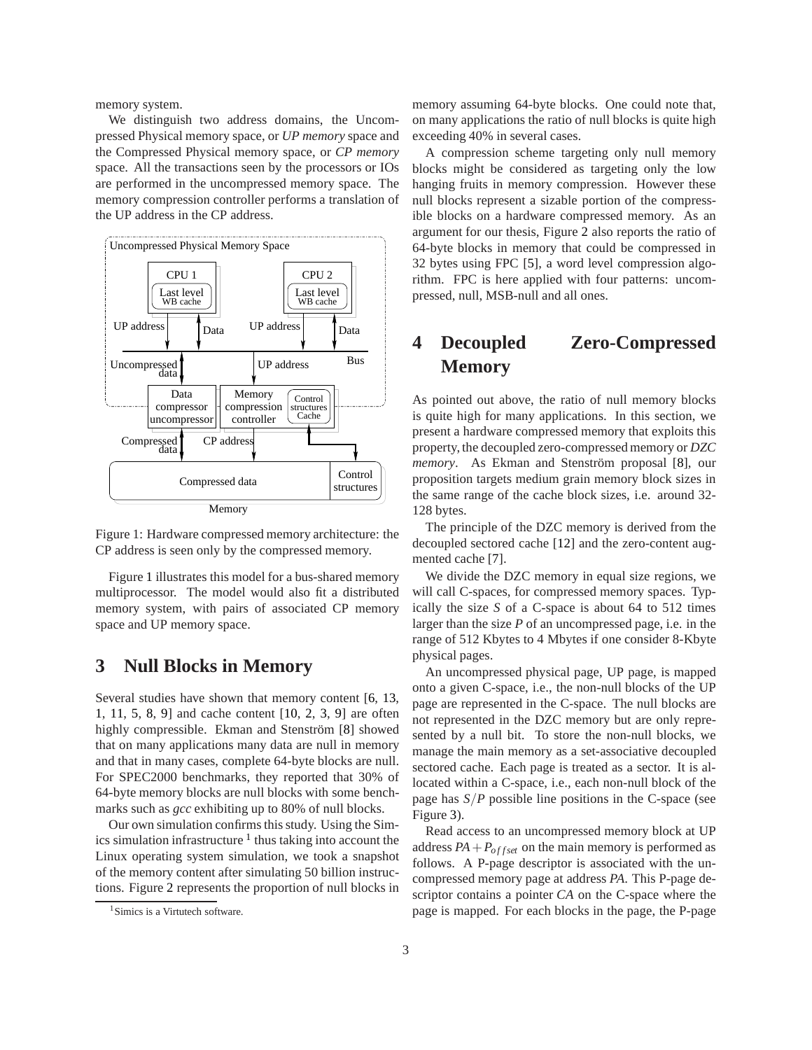memory system.

We distinguish two address domains, the Uncompressed Physical memory space, or *UP memory* space and the Compressed Physical memory space, or *CP memory* space. All the transactions seen by the processors or IOs are performed in the uncompressed memory space. The memory compression controller performs a translation of the UP address in the CP address.

Figure 1: Hardware compressed memory architecture: the CP address is seen only by the compressed memory.

Figure 1 illustrates this model for a bus-shared memory multiprocessor. The model would also fit a distributed memory system, with pairs of associated CP memory space and UP memory space.

# 3 Null Blocks in Memory

Several studies have shown that memory content [6, 13, 1, 11, 5, 8, 9] and cache content [10, 2, 3, 9] are often highly compressible. Ekman and Stenström [8] showed that on many applications many data are null in memory and that in many cases, complete 64-byte blocks are null. For SPEC2000 benchmarks, they reported that 30% of 64-byte memory blocks are null blocks with some benchmarks such as *gcc* exhibiting up to 80% of null blocks.

Our own simulation confirms this study. Using the Simics simulation infrastructure [1] thus taking into account the Linux operating system simulation, we took a snapshot of the memory content after simulating 50 billion instructions. Figure 2 represents the proportion of null blocks in memory assuming 64-byte blocks. One could note that, on many applications the ratio of null blocks is quite high exceeding 40% in several cases.

A compression scheme targeting only null memory blocks might be considered as targeting only the low hanging fruits in memory compression. However these null blocks represent a sizable portion of the compressible blocks on a hardware compressed memory. As an argument for our thesis, Figure 2 also reports the ratio of 64-byte blocks in memory that could be compressed in 32 bytes using FPC [5], a word level compression algorithm. FPC is here applied with four patterns: uncompressed, null, MSB-null and all ones.

[1] Simics is a Virtutech software.

# 4 Decoupled Zero-Compressed Memory

As pointed out above, the ratio of null memory blocks is quite high for many applications. In this section, we present a hardware compressed memory that exploits this property, the decoupled zero-compressed memory or *DZC memory*. As Ekman and Stenström proposal [8], our proposition targets medium grain memory block sizes in the same range of the cache block sizes, i.e. around 32-128 bytes.

The principle of the DZC memory is derived from the decoupled sectored cache [12] and the zero-content augmented cache [7].

We divide the DZC memory in equal size regions, we will call C-spaces, for compressed memory spaces. Typically the size $S$ of a C-space is about 64 to 512 times larger than the size $P$ of an uncompressed page, i.e. in the range of 512 Kbytes to 4 Mbytes if one consider 8-Kbyte physical pages.

An uncompressed physical page, UP page, is mapped onto a given C-space, i.e., the non-null blocks of the UP page are represented in the C-space. The null blocks are not represented in the DZC memory but are only represented by a null bit. To store the non-null blocks, we manage the main memory as a set-associative decoupled sectored cache. Each page is treated as a sector. It is allocated within a C-space, i.e., each non-null block of the page has $S/P$ possible line positions in the C-space (see Figure 3).

Read access to an uncompressed memory block at UP address $PA + P_{offset}$ on the main memory is performed as follows. A P-page descriptor is associated with the uncompressed memory page at address $PA$. This P-page descriptor contains a pointer $CA$ on the C-space where the page is mapped. For each blocks in the page, the P-page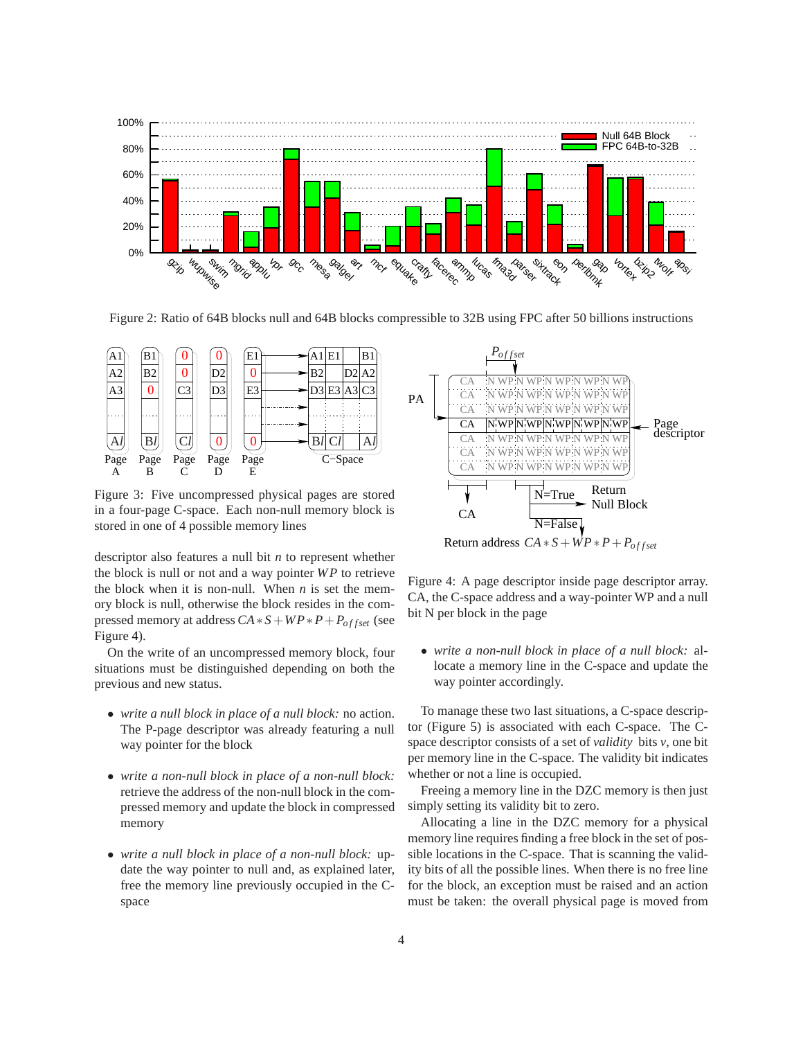Figure 2: Ratio of 64B blocks null and 64B blocks compressible to 32B using FPC after 50 billions instructions

Figure 3: Five uncompressed physical pages are stored in a four-page C-space. Each non-null memory block is stored in one of 4 possible memory lines

descriptor also features a null bit $n$ to represent whether the block is null or not and a way pointer $WP$ to retrieve the block when it is non-null. When $n$ is set the memory block is null, otherwise the block resides in the compressed memory at address $CA * S + WP * P + P_{offset}$ (see Figure 4).

On the write of an uncompressed memory block, four situations must be distinguished depending on both the previous and new status.

- *write a null block in place of a null block:* no action. The P-page descriptor was already featuring a null way pointer for the block
- *write a non-null block in place of a non-null block:* retrieve the address of the non-null block in the compressed memory and update the block in compressed memory
- *write a null block in place of a non-null block:* update the way pointer to null and, as explained later, free the memory line previously occupied in the C-space

Return address $CA * S + WP * P + P_{offset}$

Figure 4: A page descriptor inside page descriptor array. CA, the C-space address and a way-pointer WP and a null bit N per block in the page

- *write a non-null block in place of a null block:* allocate a memory line in the C-space and update the way pointer accordingly.

To manage these two last situations, a C-space descriptor (Figure 5) is associated with each C-space. The C-space descriptor consists of a set of *validity* bits $v$, one bit per memory line in the C-space. The validity bit indicates whether or not a line is occupied.

Freeing a memory line in the DZC memory is then just simply setting its validity bit to zero.

Allocating a line in the DZC memory for a physical memory line requires finding a free block in the set of possible locations in the C-space. That is scanning the validity bits of all the possible lines. When there is no free line for the block, an exception must be raised and an action must be taken: the overall physical page is moved from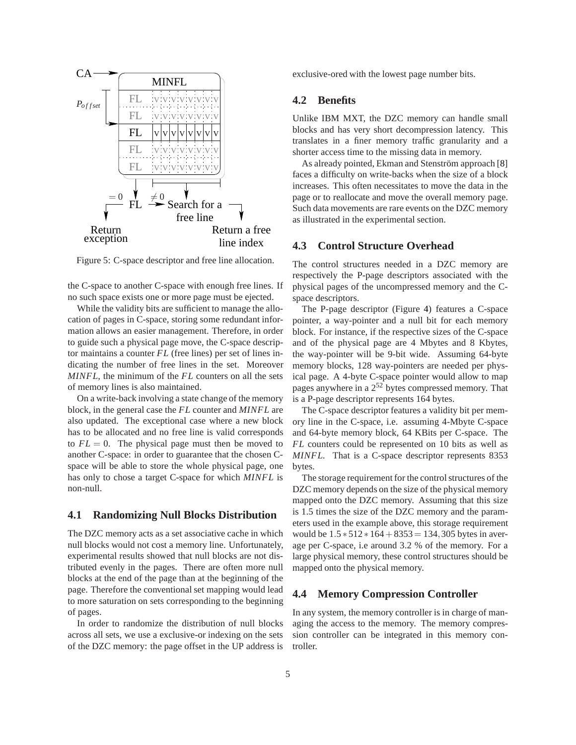Figure 5: C-space descriptor and free line allocation.

the C-space to another C-space with enough free lines. If no such space exists one or more page must be ejected.

While the validity bits are sufficient to manage the allocation of pages in C-space, storing some redundant information allows an easier management. Therefore, in order to guide such a physical page move, the C-space descriptor maintains a counter $FL$ (free lines) per set of lines indicating the number of free lines in the set. Moreover $MINFL$, the minimum of the $FL$ counters on all the sets of memory lines is also maintained.

On a write-back involving a state change of the memory block, in the general case the $FL$ counter and $MINFL$ are also updated. The exceptional case where a new block has to be allocated and no free line is valid corresponds to $FL = 0$. The physical page must then be moved to another C-space: in order to guarantee that the chosen C-space will be able to store the whole physical page, one has only to chose a target C-space for which $MINFL$ is non-null.

## 4.1 Randomizing Null Blocks Distribution

The DZC memory acts as a set associative cache in which null blocks would not cost a memory line. Unfortunately, experimental results showed that null blocks are not distributed evenly in the pages. There are often more null blocks at the end of the page than at the beginning of the page. Therefore the conventional set mapping would lead to more saturation on sets corresponding to the beginning of pages.

In order to randomize the distribution of null blocks across all sets, we use a exclusive-or indexing on the sets of the DZC memory: the page offset in the UP address is exclusive-ored with the lowest page number bits.

## 4.2 Benefits

Unlike IBM MXT, the DZC memory can handle small blocks and has very short decompression latency. This translates in a finer memory traffic granularity and a shorter access time to the missing data in memory.

As already pointed, Ekman and Stenström approach [8] faces a difficulty on write-backs when the size of a block increases. This often necessitates to move the data in the page or to reallocate and move the overall memory page. Such data movements are rare events on the DZC memory as illustrated in the experimental section.

## 4.3 Control Structure Overhead

The control structures needed in a DZC memory are respectively the P-page descriptors associated with the physical pages of the uncompressed memory and the C-space descriptors.

The P-page descriptor (Figure 4) features a C-space pointer, a way-pointer and a null bit for each memory block. For instance, if the respective sizes of the C-space and of the physical page are 4 Mbytes and 8 Kbytes, the way-pointer will be 9-bit wide. Assuming 64-byte memory blocks, 128 way-pointers are needed per physical page. A 4-byte C-space pointer would allow to map pages anywhere in a $2^{52}$ bytes compressed memory. That is a P-page descriptor represents 164 bytes.

The C-space descriptor features a validity bit per memory line in the C-space, i.e. assuming 4-Mbyte C-space and 64-byte memory block, 64 KBits per C-space. The $FL$ counters could be represented on 10 bits as well as $MINFL$. That is a C-space descriptor represents 8353 bytes.

The storage requirement for the control structures of the DZC memory depends on the size of the physical memory mapped onto the DZC memory. Assuming that this size is 1.5 times the size of the DZC memory and the parameters used in the example above, this storage requirement would be $1.5 * 512 * 164 + 8353 = 134,305$ bytes in average per C-space, i.e around 3.2 % of the memory. For a large physical memory, these control structures should be mapped onto the physical memory.

## 4.4 Memory Compression Controller

In any system, the memory controller is in charge of managing the access to the memory. The memory compression controller can be integrated in this memory controller.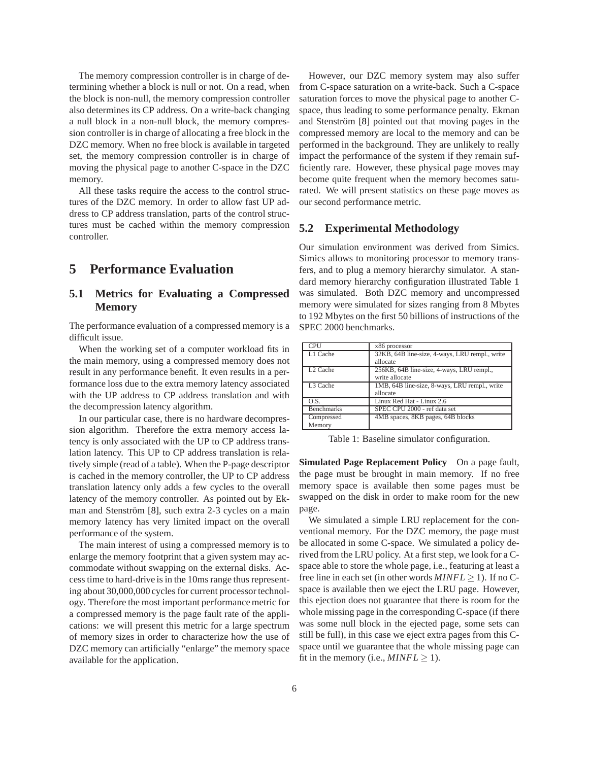The memory compression controller is in charge of determining whether a block is null or not. On a read, when the block is non-null, the memory compression controller also determines its CP address. On a write-back changing a null block in a non-null block, the memory compression controller is in charge of allocating a free block in the DZC memory. When no free block is available in targeted set, the memory compression controller is in charge of moving the physical page to another C-space in the DZC memory.

All these tasks require the access to the control structures of the DZC memory. In order to allow fast UP address to CP address translation, parts of the control structures must be cached within the memory compression controller.

# 5 Performance Evaluation

## 5.1 Metrics for Evaluating a Compressed Memory

The performance evaluation of a compressed memory is a difficult issue.

When the working set of a computer workload fits in the main memory, using a compressed memory does not result in any performance benefit. It even results in a performance loss due to the extra memory latency associated with the UP address to CP address translation and with the decompression latency algorithm.

In our particular case, there is no hardware decompression algorithm. Therefore the extra memory access latency is only associated with the UP to CP address translation latency. This UP to CP address translation is relatively simple (read of a table). When the P-page descriptor is cached in the memory controller, the UP to CP address translation latency only adds a few cycles to the overall latency of the memory controller. As pointed out by Ekman and Stenström [8], such extra 2-3 cycles on a main memory latency has very limited impact on the overall performance of the system.

The main interest of using a compressed memory is to enlarge the memory footprint that a given system may accommodate without swapping on the external disks. Access time to hard-drive is in the 10ms range thus representing about 30,000,000 cycles for current processor technology. Therefore the most important performance metric for a compressed memory is the page fault rate of the applications: we will present this metric for a large spectrum of memory sizes in order to characterize how the use of DZC memory can artificially "enlarge" the memory space available for the application.

However, our DZC memory system may also suffer from C-space saturation on a write-back. Such a C-space saturation forces to move the physical page to another C-space, thus leading to some performance penalty. Ekman and Stenström [8] pointed out that moving pages in the compressed memory are local to the memory and can be performed in the background. They are unlikely to really impact the performance of the system if they remain sufficiently rare. However, these physical page moves may become quite frequent when the memory becomes saturated. We will present statistics on these page moves as our second performance metric.

## 5.2 Experimental Methodology

Our simulation environment was derived from Simics. Simics allows to monitoring processor to memory transfers, and to plug a memory hierarchy simulator. A standard memory hierarchy configuration illustrated Table 1 was simulated. Both DZC memory and uncompressed memory were simulated for sizes ranging from 8 Mbytes to 192 Mbytes on the first 50 billions of instructions of the SPEC 2000 benchmarks.

| CPU | x86 processor |
|---|---|
| L1 Cache | 32KB, 64B line-size, 4-ways, LRU rempl., write allocate |
| L2 Cache | 256KB, 64B line-size, 4-ways, LRU rempl., write allocate |
| L3 Cache | 1MB, 64B line-size, 8-ways, LRU rempl., write allocate |
| O.S. | Linux Red Hat - Linux 2.6 |
| Benchmarks | SPEC CPU 2000 - ref data set |
| Compressed Memory | 4MB spaces, 8KB pages, 64B blocks |

Table 1: Baseline simulator configuration.

**Simulated Page Replacement Policy** On a page fault, the page must be brought in main memory. If no free memory space is available then some pages must be swapped on the disk in order to make room for the new page.

We simulated a simple LRU replacement for the conventional memory. For the DZC memory, the page must be allocated in some C-space. We simulated a policy derived from the LRU policy. At a first step, we look for a C-space able to store the whole page, i.e., featuring at least a free line in each set (in other words $MINFL \geq 1$). If no C-space is available then we eject the LRU page. However, this ejection does not guarantee that there is room for the whole missing page in the corresponding C-space (if there was some null block in the ejected page, some sets can still be full), in this case we eject extra pages from this C-space until we guarantee that the whole missing page can fit in the memory (i.e., $MINFL \geq 1$).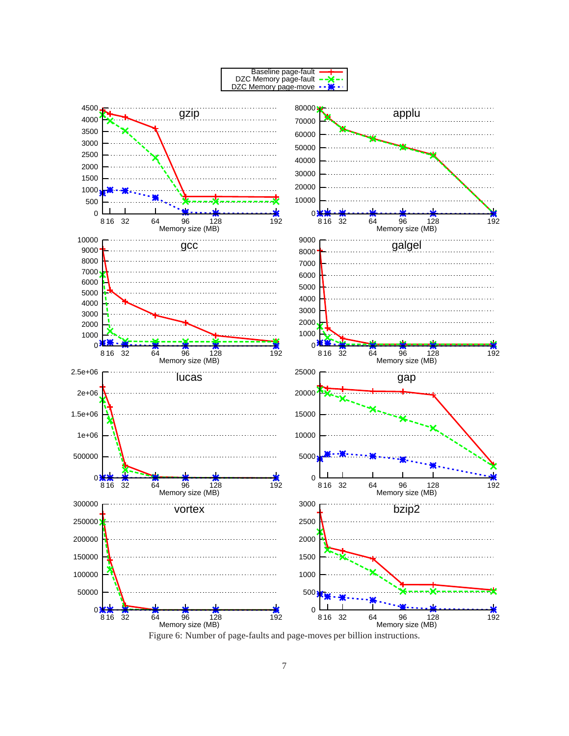Figure 6: Number of page-faults and page-moves per billion instructions.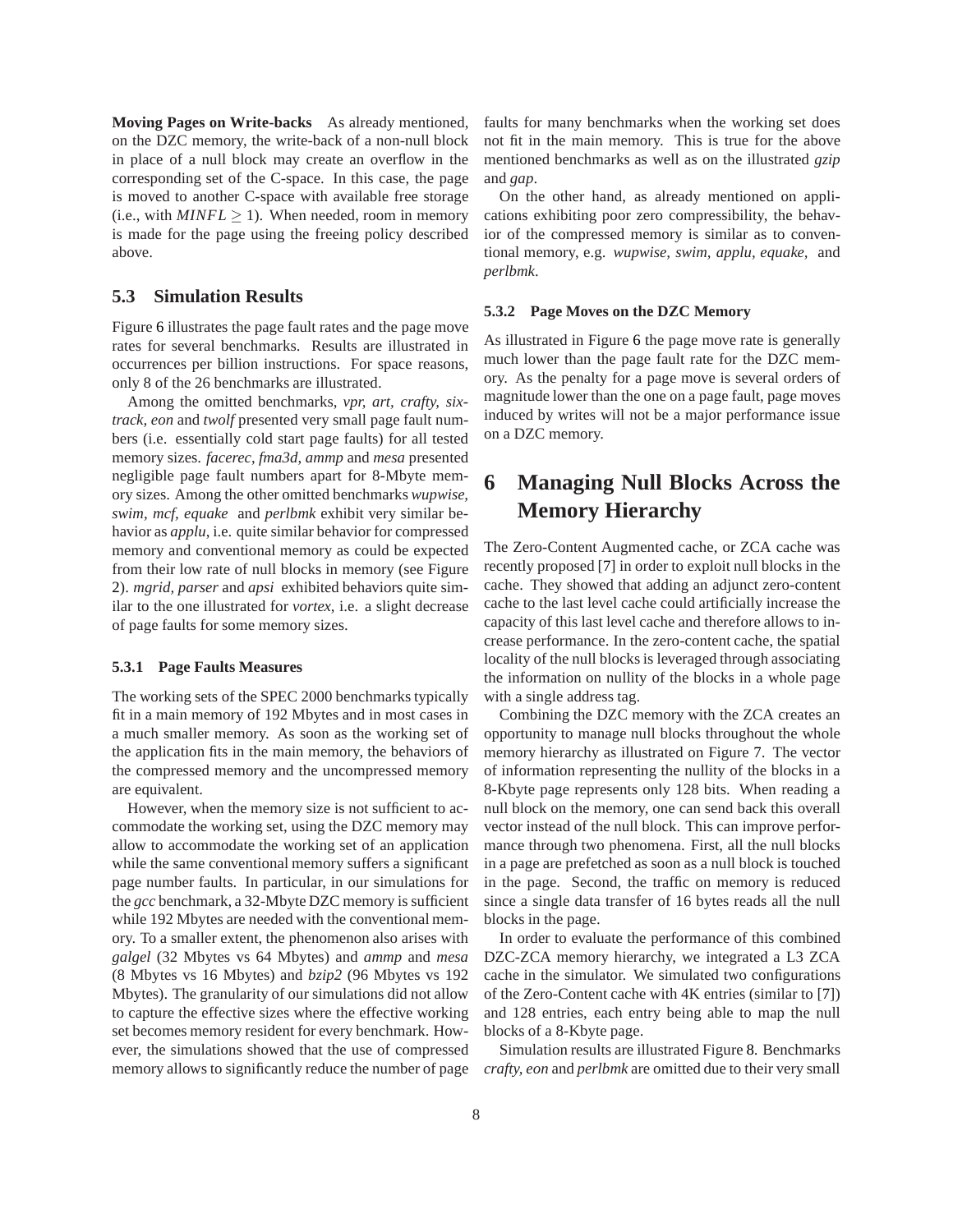**Moving Pages on Write-backs** As already mentioned, on the DZC memory, the write-back of a non-null block in place of a null block may create an overflow in the corresponding set of the C-space. In this case, the page is moved to another C-space with available free storage (i.e., with $MINFL \geq 1$). When needed, room in memory is made for the page using the freeing policy described above.

## 5.3 Simulation Results

Figure 6 illustrates the page fault rates and the page move rates for several benchmarks. Results are illustrated in occurrences per billion instructions. For space reasons, only 8 of the 26 benchmarks are illustrated.

Among the omitted benchmarks, *vpr, art, crafty, sixtrack, eon* and *twolf* presented very small page fault numbers (i.e. essentially cold start page faults) for all tested memory sizes. *facerec, fma3d, ammp* and *mesa* presented negligible page fault numbers apart for 8-Mbyte memory sizes. Among the other omitted benchmarks *wupwise, swim, mcf, equake* and *perlbmk* exhibit very similar behavior as *applu*, i.e. quite similar behavior for compressed memory and conventional memory as could be expected from their low rate of null blocks in memory (see Figure 2). *mgrid, parser* and *apsi* exhibited behaviors quite similar to the one illustrated for *vortex*, i.e. a slight decrease of page faults for some memory sizes.

### 5.3.1 Page Faults Measures

The working sets of the SPEC 2000 benchmarks typically fit in a main memory of 192 Mbytes and in most cases in a much smaller memory. As soon as the working set of the application fits in the main memory, the behaviors of the compressed memory and the uncompressed memory are equivalent.

However, when the memory size is not sufficient to accommodate the working set, using the DZC memory may allow to accommodate the working set of an application while the same conventional memory suffers a significant page number faults. In particular, in our simulations for the *gcc* benchmark, a 32-Mbyte DZC memory is sufficient while 192 Mbytes are needed with the conventional memory. To a smaller extent, the phenomenon also arises with *galgel* (32 Mbytes vs 64 Mbytes) and *ammp* and *mesa* (8 Mbytes vs 16 Mbytes) and *bzip2* (96 Mbytes vs 192 Mbytes). The granularity of our simulations did not allow to capture the effective sizes where the effective working set becomes memory resident for every benchmark. However, the simulations showed that the use of compressed memory allows to significantly reduce the number of page faults for many benchmarks when the working set does not fit in the main memory. This is true for the above mentioned benchmarks as well as on the illustrated *gzip* and *gap*.

On the other hand, as already mentioned on applications exhibiting poor zero compressibility, the behavior of the compressed memory is similar as to conventional memory, e.g. *wupwise, swim, applu, equake,* and *perlbmk*.

### 5.3.2 Page Moves on the DZC Memory

As illustrated in Figure 6 the page move rate is generally much lower than the page fault rate for the DZC memory. As the penalty for a page move is several orders of magnitude lower than the one on a page fault, page moves induced by writes will not be a major performance issue on a DZC memory.

# 6 Managing Null Blocks Across the Memory Hierarchy

The Zero-Content Augmented cache, or ZCA cache was recently proposed [7] in order to exploit null blocks in the cache. They showed that adding an adjunct zero-content cache to the last level cache could artificially increase the capacity of this last level cache and therefore allows to increase performance. In the zero-content cache, the spatial locality of the null blocks is leveraged through associating the information on nullity of the blocks in a whole page with a single address tag.

Combining the DZC memory with the ZCA creates an opportunity to manage null blocks throughout the whole memory hierarchy as illustrated on Figure 7. The vector of information representing the nullity of the blocks in a 8-Kbyte page represents only 128 bits. When reading a null block on the memory, one can send back this overall vector instead of the null block. This can improve performance through two phenomena. First, all the null blocks in a page are prefetched as soon as a null block is touched in the page. Second, the traffic on memory is reduced since a single data transfer of 16 bytes reads all the null blocks in the page.

In order to evaluate the performance of this combined DZC-ZCA memory hierarchy, we integrated a L3 ZCA cache in the simulator. We simulated two configurations of the Zero-Content cache with 4K entries (similar to [7]) and 128 entries, each entry being able to map the null blocks of a 8-Kbyte page.

Simulation results are illustrated Figure 8. Benchmarks *crafty, eon* and *perlbmk* are omitted due to their very small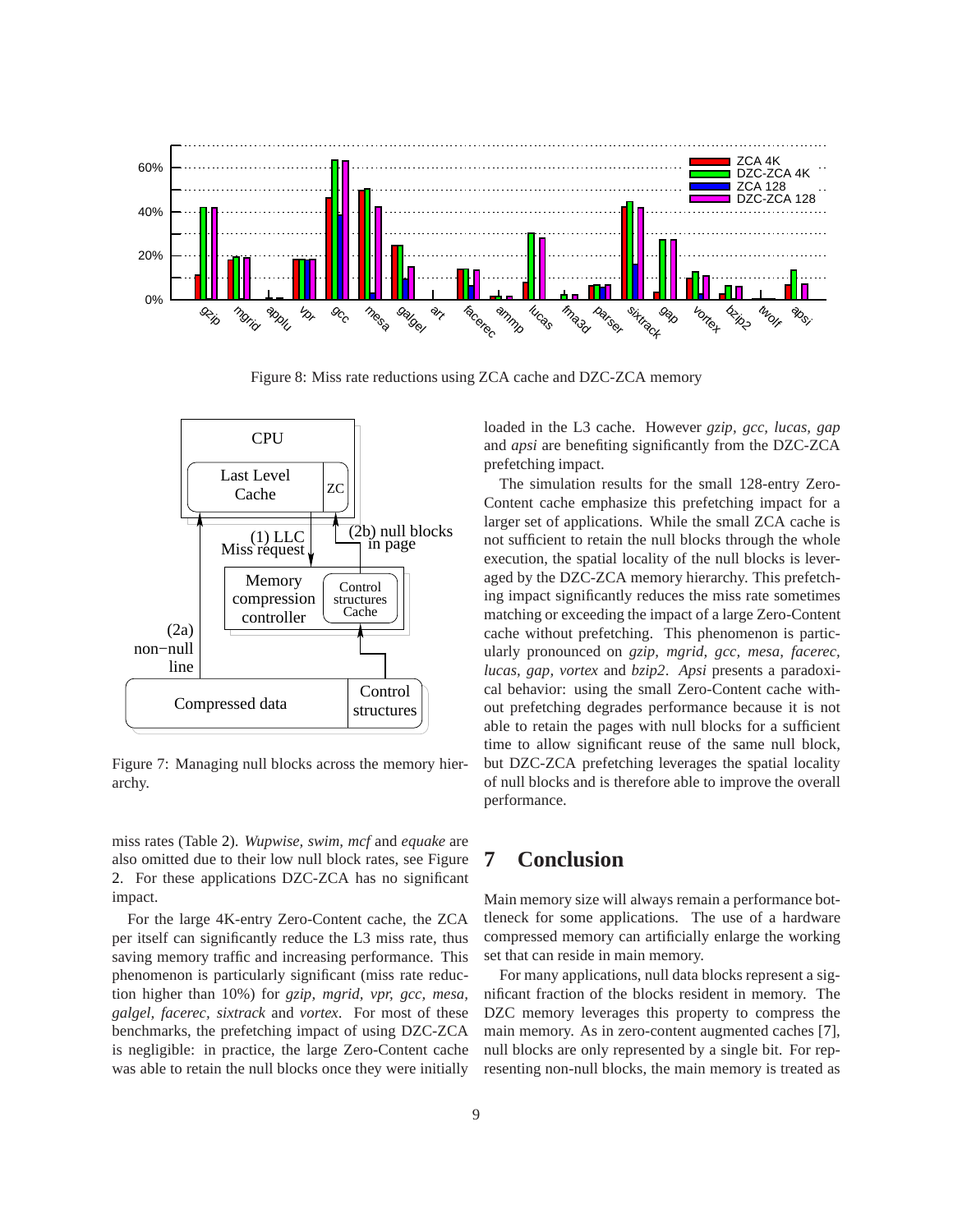Figure 8: Miss rate reductions using ZCA cache and DZC-ZCA memory

Figure 7: Managing null blocks across the memory hierarchy.

miss rates (Table 2). *Wupwise, swim, mcf* and *equake* are also omitted due to their low null block rates, see Figure 2. For these applications DZC-ZCA has no significant impact.

For the large 4K-entry Zero-Content cache, the ZCA per itself can significantly reduce the L3 miss rate, thus saving memory traffic and increasing performance. This phenomenon is particularly significant (miss rate reduction higher than 10%) for *gzip, mgrid, vpr, gcc, mesa, galgel, facerec, sixtrack* and *vortex*. For most of these benchmarks, the prefetching impact of using DZC-ZCA is negligible: in practice, the large Zero-Content cache was able to retain the null blocks once they were initially loaded in the L3 cache. However *gzip, gcc, lucas, gap* and *apsi* are benefiting significantly from the DZC-ZCA prefetching impact.

The simulation results for the small 128-entry Zero-Content cache emphasize this prefetching impact for a larger set of applications. While the small ZCA cache is not sufficient to retain the null blocks through the whole execution, the spatial locality of the null blocks is leveraged by the DZC-ZCA memory hierarchy. This prefetching impact significantly reduces the miss rate sometimes matching or exceeding the impact of a large Zero-Content cache without prefetching. This phenomenon is particularly pronounced on *gzip, mgrid, gcc, mesa, facerec, lucas, gap, vortex* and *bzip2*. *Apsi* presents a paradoxical behavior: using the small Zero-Content cache without prefetching degrades performance because it is not able to retain the pages with null blocks for a sufficient time to allow significant reuse of the same null block, but DZC-ZCA prefetching leverages the spatial locality of null blocks and is therefore able to improve the overall performance.

# 7 Conclusion

Main memory size will always remain a performance bottleneck for some applications. The use of a hardware compressed memory can artificially enlarge the working set that can reside in main memory.

For many applications, null data blocks represent a significant fraction of the blocks resident in memory. The DZC memory leverages this property to compress the main memory. As in zero-content augmented caches [7], null blocks are only represented by a single bit. For representing non-null blocks, the main memory is treated as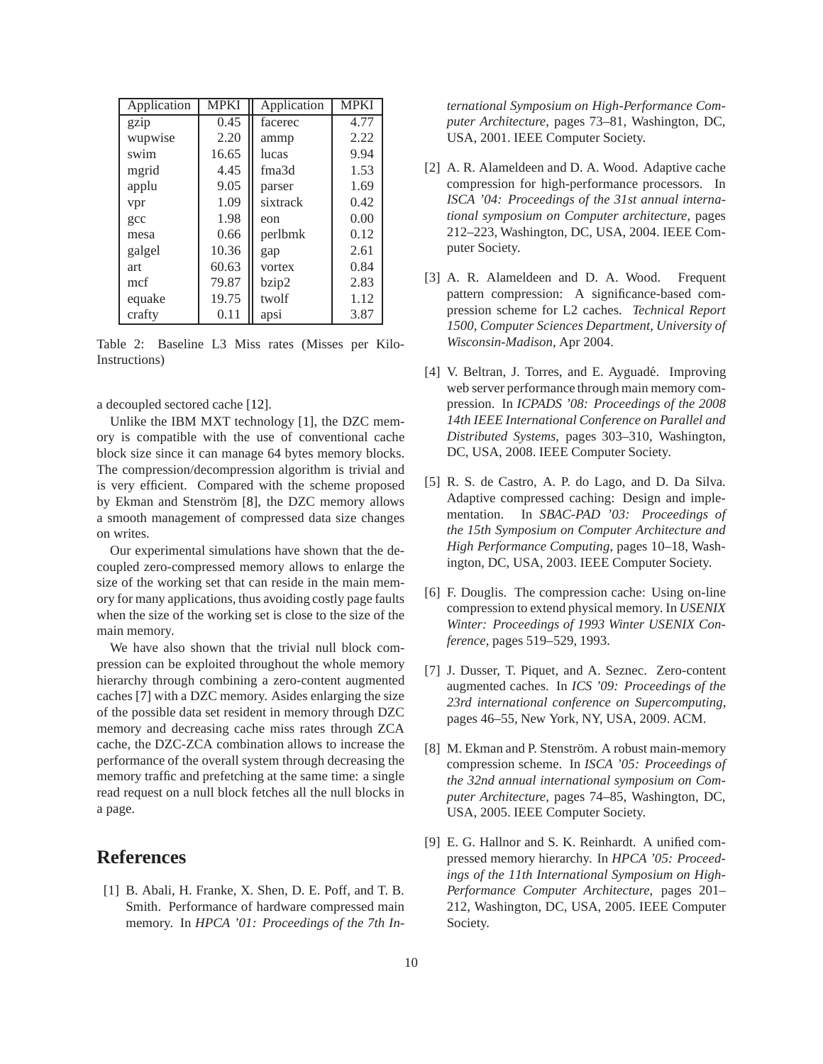| Application | MPKI | Application | MPKI |
|---|---|---|---|
| gzip | 0.45 | facerec | 4.77 |
| wupwise | 2.20 | ammp | 2.22 |
| swim | 16.65 | lucas | 9.94 |
| mgrid | 4.45 | fma3d | 1.53 |
| applu | 9.05 | parser | 1.69 |
| vpr | 1.09 | sixtrack | 0.42 |
| gcc | 1.98 | eon | 0.00 |
| mesa | 0.66 | perlbmk | 0.12 |
| galgel | 10.36 | gap | 2.61 |
| art | 60.63 | vortex | 0.84 |
| mcf | 79.87 | bzip2 | 2.83 |
| equake | 19.75 | twolf | 1.12 |
| crafty | 0.11 | apsi | 3.87 |

Table 2: Baseline L3 Miss rates (Misses per Kilo-Instructions)

a decoupled sectored cache [12].

Unlike the IBM MXT technology [1], the DZC memory is compatible with the use of conventional cache block size since it can manage 64 bytes memory blocks. The compression/decompression algorithm is trivial and is very efficient. Compared with the scheme proposed by Ekman and Stenström [8], the DZC memory allows a smooth management of compressed data size changes on writes.

Our experimental simulations have shown that the decoupled zero-compressed memory allows to enlarge the size of the working set that can reside in the main memory for many applications, thus avoiding costly page faults when the size of the working set is close to the size of the main memory.

We have also shown that the trivial null block compression can be exploited throughout the whole memory hierarchy through combining a zero-content augmented caches [7] with a DZC memory. Asides enlarging the size of the possible data set resident in memory through DZC memory and decreasing cache miss rates through ZCA cache, the DZC-ZCA combination allows to increase the performance of the overall system through decreasing the memory traffic and prefetching at the same time: a single read request on a null block fetches all the null blocks in a page.

# References

[1] B. Abali, H. Franke, X. Shen, D. E. Poff, and T. B. Smith. Performance of hardware compressed main memory. In *HPCA '01: Proceedings of the 7th International Symposium on High-Performance Computer Architecture*, pages 73–81, Washington, DC, USA, 2001. IEEE Computer Society.

[2] A. R. Alameldeen and D. A. Wood. Adaptive cache compression for high-performance processors. In *ISCA '04: Proceedings of the 31st annual international symposium on Computer architecture*, pages 212–223, Washington, DC, USA, 2004. IEEE Computer Society.

[3] A. R. Alameldeen and D. A. Wood. Frequent pattern compression: A significance-based compression scheme for L2 caches. *Technical Report 1500, Computer Sciences Department, University of Wisconsin-Madison*, Apr 2004.

[4] V. Beltran, J. Torres, and E. Ayguadé. Improving web server performance through main memory compression. In *ICPADS '08: Proceedings of the 2008 14th IEEE International Conference on Parallel and Distributed Systems*, pages 303–310, Washington, DC, USA, 2008. IEEE Computer Society.

[5] R. S. de Castro, A. P. do Lago, and D. Da Silva. Adaptive compressed caching: Design and implementation. In *SBAC-PAD '03: Proceedings of the 15th Symposium on Computer Architecture and High Performance Computing*, pages 10–18, Washington, DC, USA, 2003. IEEE Computer Society.

[6] F. Douglis. The compression cache: Using on-line compression to extend physical memory. In *USENIX Winter: Proceedings of 1993 Winter USENIX Conference*, pages 519–529, 1993.

[7] J. Dusser, T. Piquet, and A. Seznec. Zero-content augmented caches. In *ICS '09: Proceedings of the 23rd international conference on Supercomputing*, pages 46–55, New York, NY, USA, 2009. ACM.

[8] M. Ekman and P. Stenström. A robust main-memory compression scheme. In *ISCA '05: Proceedings of the 32nd annual international symposium on Computer Architecture*, pages 74–85, Washington, DC, USA, 2005. IEEE Computer Society.

[9] E. G. Hallnor and S. K. Reinhardt. A unified compressed memory hierarchy. In *HPCA '05: Proceedings of the 11th International Symposium on High-Performance Computer Architecture*, pages 201–212, Washington, DC, USA, 2005. IEEE Computer Society.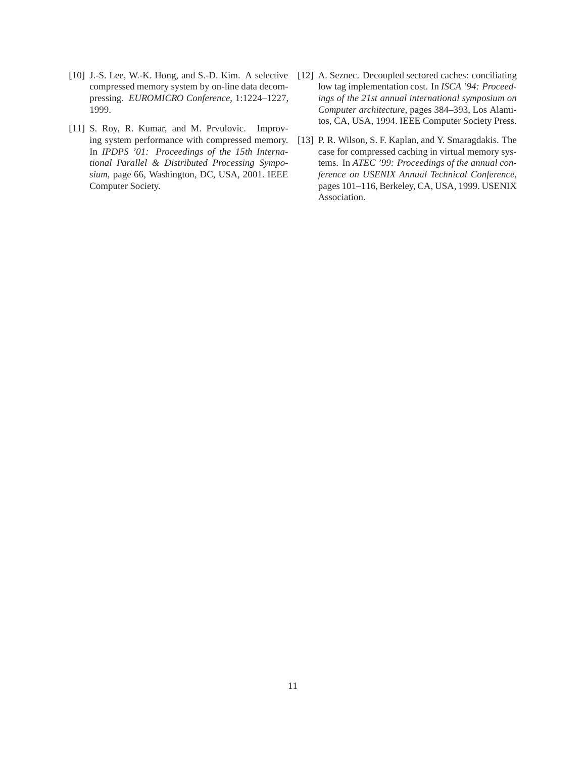[10] J.-S. Lee, W.-K. Hong, and S.-D. Kim. A selective compressed memory system by on-line data decompressing. *EUROMICRO Conference*, 1:1224–1227, 1999.

[11] S. Roy, R. Kumar, and M. Prvulovic. Improving system performance with compressed memory. In *IPDPS '01: Proceedings of the 15th International Parallel & Distributed Processing Symposium*, page 66, Washington, DC, USA, 2001. IEEE Computer Society.

[12] A. Seznec. Decoupled sectored caches: conciliating low tag implementation cost. In *ISCA '94: Proceedings of the 21st annual international symposium on Computer architecture*, pages 384–393, Los Alamitos, CA, USA, 1994. IEEE Computer Society Press.

[13] P. R. Wilson, S. F. Kaplan, and Y. Smaragdakis. The case for compressed caching in virtual memory systems. In *ATEC '99: Proceedings of the annual conference on USENIX Annual Technical Conference*, pages 101–116, Berkeley, CA, USA, 1999. USENIX Association.